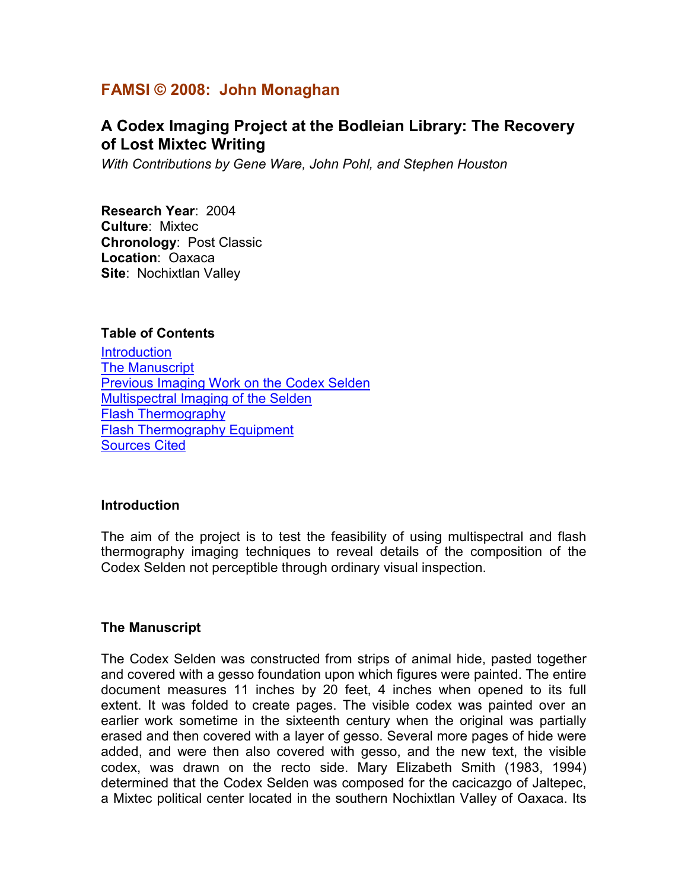## FAMSI © 2008: John Monaghan

# A Codex Imaging Project at the Bodleian Library: The Recovery of Lost Mixtec Writing

*With Contributions by Gene Ware, John Pohl, and Stephen Houston*

**Research Year**: 2004
**Culture**: Mixtec
**Chronology**: Post Classic
**Location**: Oaxaca
**Site**: Nochixtlan Valley

### Table of Contents

Introduction
The Manuscript
Previous Imaging Work on the Codex Selden
Multispectral Imaging of the Selden
Flash Thermography
Flash Thermography Equipment
Sources Cited

### Introduction

The aim of the project is to test the feasibility of using multispectral and flash thermography imaging techniques to reveal details of the composition of the Codex Selden not perceptible through ordinary visual inspection.

### The Manuscript

The Codex Selden was constructed from strips of animal hide, pasted together and covered with a gesso foundation upon which figures were painted. The entire document measures 11 inches by 20 feet, 4 inches when opened to its full extent. It was folded to create pages. The visible codex was painted over an earlier work sometime in the sixteenth century when the original was partially erased and then covered with a layer of gesso. Several more pages of hide were added, and were then also covered with gesso, and the new text, the visible codex, was drawn on the recto side. Mary Elizabeth Smith (1983, 1994) determined that the Codex Selden was composed for the cacicazgo of Jaltepec, a Mixtec political center located in the southern Nochixtlan Valley of Oaxaca. Its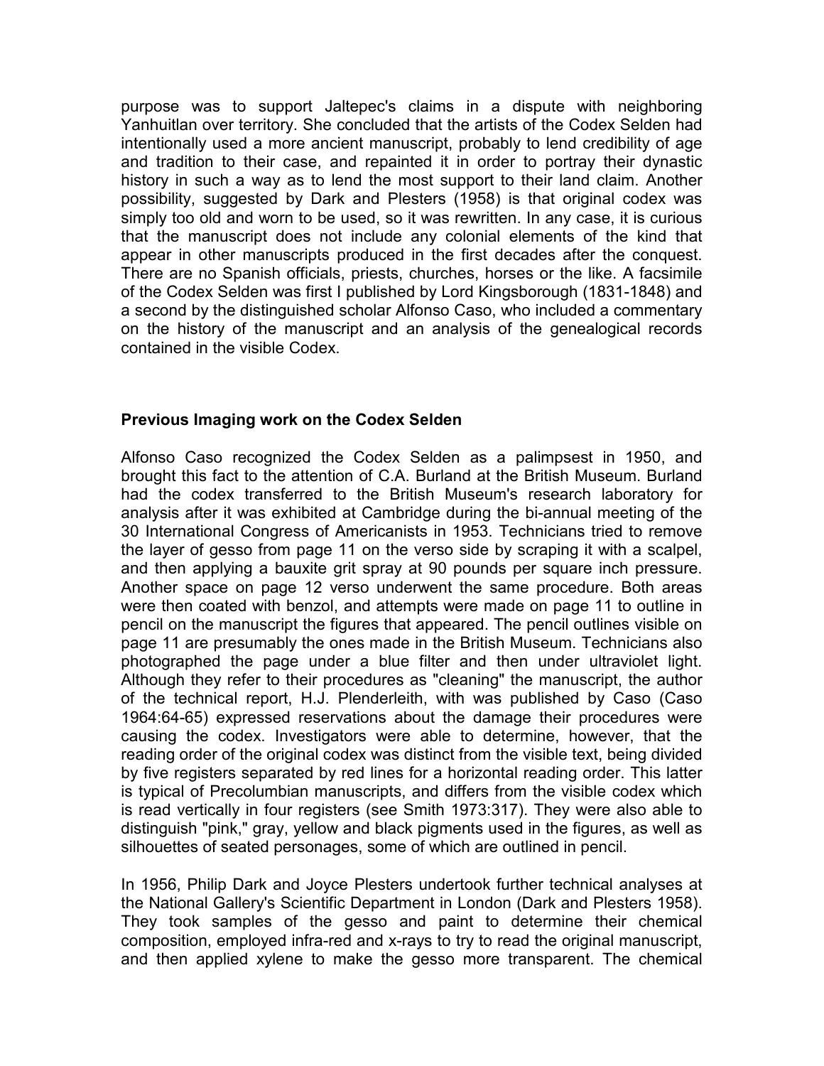purpose was to support Jaltepec's claims in a dispute with neighboring Yanhuitlan over territory. She concluded that the artists of the Codex Selden had intentionally used a more ancient manuscript, probably to lend credibility of age and tradition to their case, and repainted it in order to portray their dynastic history in such a way as to lend the most support to their land claim. Another possibility, suggested by Dark and Plesters (1958) is that original codex was simply too old and worn to be used, so it was rewritten. In any case, it is curious that the manuscript does not include any colonial elements of the kind that appear in other manuscripts produced in the first decades after the conquest. There are no Spanish officials, priests, churches, horses or the like. A facsimile of the Codex Selden was first I published by Lord Kingsborough (1831-1848) and a second by the distinguished scholar Alfonso Caso, who included a commentary on the history of the manuscript and an analysis of the genealogical records contained in the visible Codex.

**Previous Imaging work on the Codex Selden**

Alfonso Caso recognized the Codex Selden as a palimpsest in 1950, and brought this fact to the attention of C.A. Burland at the British Museum. Burland had the codex transferred to the British Museum's research laboratory for analysis after it was exhibited at Cambridge during the bi-annual meeting of the 30 International Congress of Americanists in 1953. Technicians tried to remove the layer of gesso from page 11 on the verso side by scraping it with a scalpel, and then applying a bauxite grit spray at 90 pounds per square inch pressure. Another space on page 12 verso underwent the same procedure. Both areas were then coated with benzol, and attempts were made on page 11 to outline in pencil on the manuscript the figures that appeared. The pencil outlines visible on page 11 are presumably the ones made in the British Museum. Technicians also photographed the page under a blue filter and then under ultraviolet light. Although they refer to their procedures as "cleaning" the manuscript, the author of the technical report, H.J. Plenderleith, with was published by Caso (Caso 1964:64-65) expressed reservations about the damage their procedures were causing the codex. Investigators were able to determine, however, that the reading order of the original codex was distinct from the visible text, being divided by five registers separated by red lines for a horizontal reading order. This latter is typical of Precolumbian manuscripts, and differs from the visible codex which is read vertically in four registers (see Smith 1973:317). They were also able to distinguish "pink," gray, yellow and black pigments used in the figures, as well as silhouettes of seated personages, some of which are outlined in pencil.

In 1956, Philip Dark and Joyce Plesters undertook further technical analyses at the National Gallery's Scientific Department in London (Dark and Plesters 1958). They took samples of the gesso and paint to determine their chemical composition, employed infra-red and x-rays to try to read the original manuscript, and then applied xylene to make the gesso more transparent. The chemical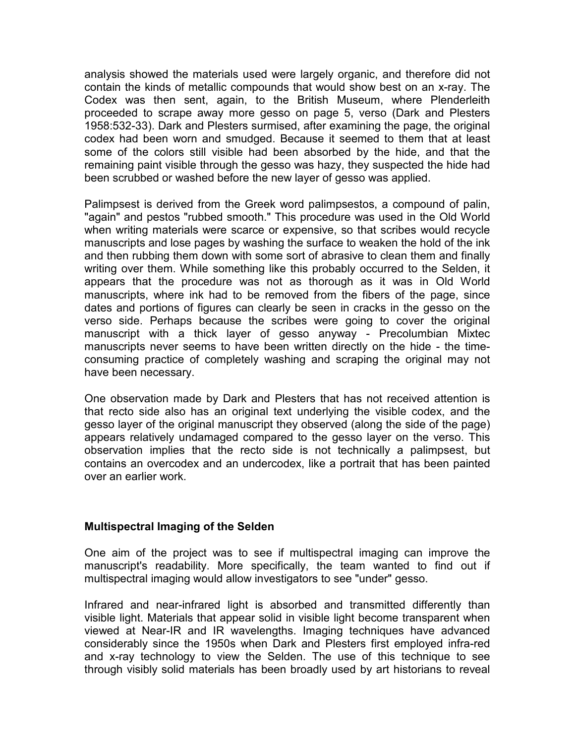analysis showed the materials used were largely organic, and therefore did not contain the kinds of metallic compounds that would show best on an x-ray. The Codex was then sent, again, to the British Museum, where Plenderleith proceeded to scrape away more gesso on page 5, verso (Dark and Plesters 1958:532-33). Dark and Plesters surmised, after examining the page, the original codex had been worn and smudged. Because it seemed to them that at least some of the colors still visible had been absorbed by the hide, and that the remaining paint visible through the gesso was hazy, they suspected the hide had been scrubbed or washed before the new layer of gesso was applied.

Palimpsest is derived from the Greek word palimpsestos, a compound of palin, "again" and pestos "rubbed smooth." This procedure was used in the Old World when writing materials were scarce or expensive, so that scribes would recycle manuscripts and lose pages by washing the surface to weaken the hold of the ink and then rubbing them down with some sort of abrasive to clean them and finally writing over them. While something like this probably occurred to the Selden, it appears that the procedure was not as thorough as it was in Old World manuscripts, where ink had to be removed from the fibers of the page, since dates and portions of figures can clearly be seen in cracks in the gesso on the verso side. Perhaps because the scribes were going to cover the original manuscript with a thick layer of gesso anyway - Precolumbian Mixtec manuscripts never seems to have been written directly on the hide - the time-consuming practice of completely washing and scraping the original may not have been necessary.

One observation made by Dark and Plesters that has not received attention is that recto side also has an original text underlying the visible codex, and the gesso layer of the original manuscript they observed (along the side of the page) appears relatively undamaged compared to the gesso layer on the verso. This observation implies that the recto side is not technically a palimpsest, but contains an overcodex and an undercodex, like a portrait that has been painted over an earlier work.

## Multispectral Imaging of the Selden

One aim of the project was to see if multispectral imaging can improve the manuscript's readability. More specifically, the team wanted to find out if multispectral imaging would allow investigators to see "under" gesso.

Infrared and near-infrared light is absorbed and transmitted differently than visible light. Materials that appear solid in visible light become transparent when viewed at Near-IR and IR wavelengths. Imaging techniques have advanced considerably since the 1950s when Dark and Plesters first employed infra-red and x-ray technology to view the Selden. The use of this technique to see through visibly solid materials has been broadly used by art historians to reveal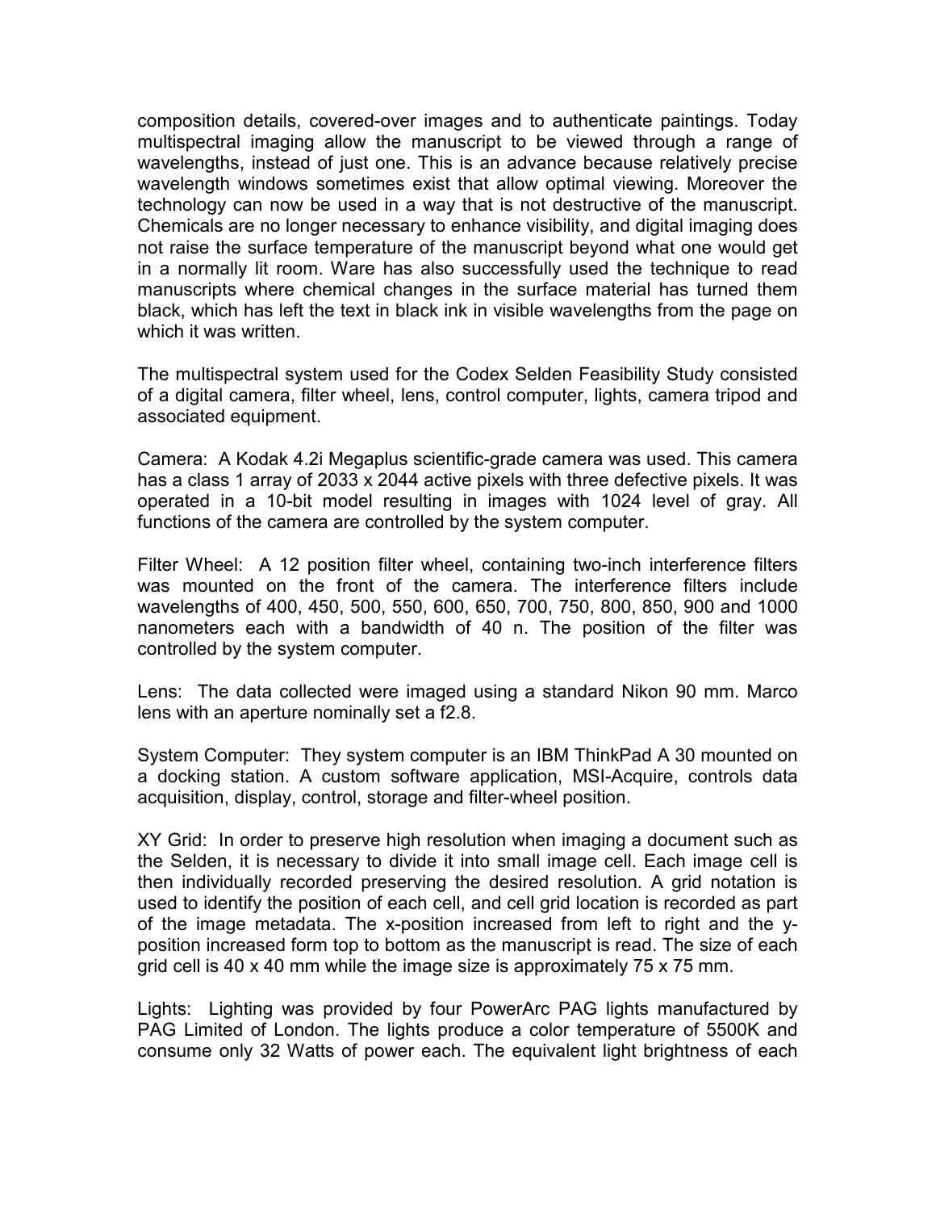composition details, covered-over images and to authenticate paintings. Today multispectral imaging allow the manuscript to be viewed through a range of wavelengths, instead of just one. This is an advance because relatively precise wavelength windows sometimes exist that allow optimal viewing. Moreover the technology can now be used in a way that is not destructive of the manuscript. Chemicals are no longer necessary to enhance visibility, and digital imaging does not raise the surface temperature of the manuscript beyond what one would get in a normally lit room. Ware has also successfully used the technique to read manuscripts where chemical changes in the surface material has turned them black, which has left the text in black ink in visible wavelengths from the page on which it was written.

The multispectral system used for the Codex Selden Feasibility Study consisted of a digital camera, filter wheel, lens, control computer, lights, camera tripod and associated equipment.

Camera: A Kodak 4.2i Megaplus scientific-grade camera was used. This camera has a class 1 array of 2033 x 2044 active pixels with three defective pixels. It was operated in a 10-bit model resulting in images with 1024 level of gray. All functions of the camera are controlled by the system computer.

Filter Wheel: A 12 position filter wheel, containing two-inch interference filters was mounted on the front of the camera. The interference filters include wavelengths of 400, 450, 500, 550, 600, 650, 700, 750, 800, 850, 900 and 1000 nanometers each with a bandwidth of 40 n. The position of the filter was controlled by the system computer.

Lens: The data collected were imaged using a standard Nikon 90 mm. Marco lens with an aperture nominally set a f2.8.

System Computer: They system computer is an IBM ThinkPad A 30 mounted on a docking station. A custom software application, MSI-Acquire, controls data acquisition, display, control, storage and filter-wheel position.

XY Grid: In order to preserve high resolution when imaging a document such as the Selden, it is necessary to divide it into small image cell. Each image cell is then individually recorded preserving the desired resolution. A grid notation is used to identify the position of each cell, and cell grid location is recorded as part of the image metadata. The x-position increased from left to right and the y-position increased form top to bottom as the manuscript is read. The size of each grid cell is 40 x 40 mm while the image size is approximately 75 x 75 mm.

Lights: Lighting was provided by four PowerArc PAG lights manufactured by PAG Limited of London. The lights produce a color temperature of 5500K and consume only 32 Watts of power each. The equivalent light brightness of each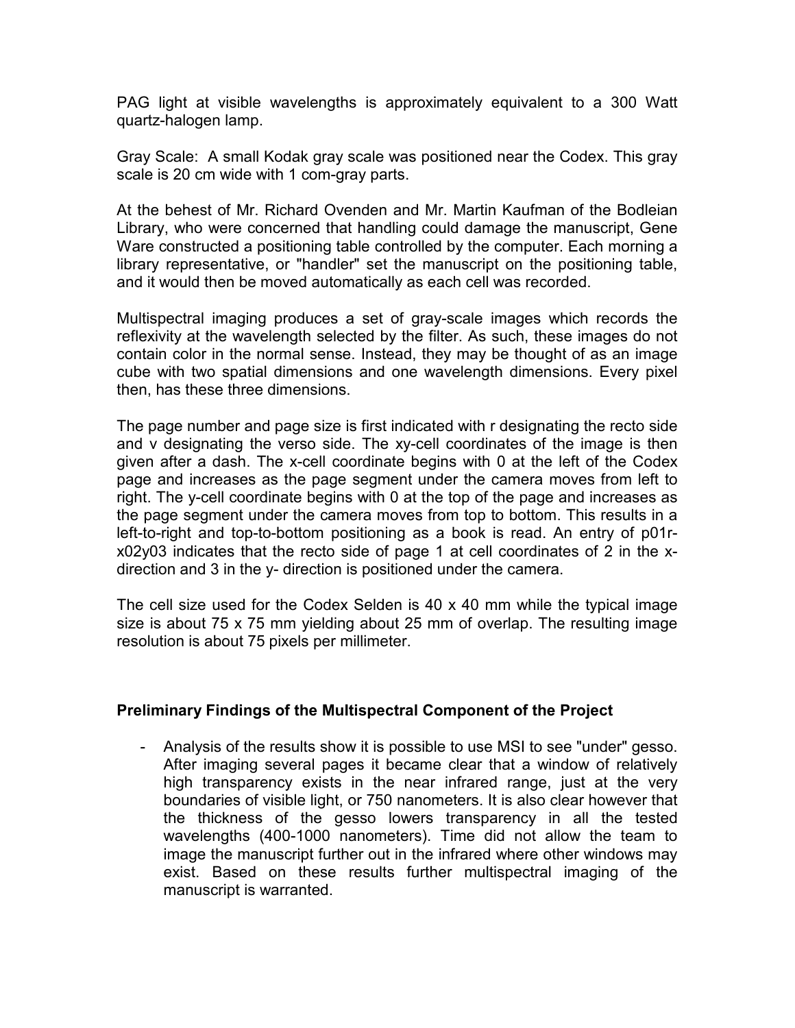PAG light at visible wavelengths is approximately equivalent to a 300 Watt quartz-halogen lamp.

Gray Scale: A small Kodak gray scale was positioned near the Codex. This gray scale is 20 cm wide with 1 com-gray parts.

At the behest of Mr. Richard Ovenden and Mr. Martin Kaufman of the Bodleian Library, who were concerned that handling could damage the manuscript, Gene Ware constructed a positioning table controlled by the computer. Each morning a library representative, or "handler" set the manuscript on the positioning table, and it would then be moved automatically as each cell was recorded.

Multispectral imaging produces a set of gray-scale images which records the reflexivity at the wavelength selected by the filter. As such, these images do not contain color in the normal sense. Instead, they may be thought of as an image cube with two spatial dimensions and one wavelength dimensions. Every pixel then, has these three dimensions.

The page number and page size is first indicated with r designating the recto side and v designating the verso side. The xy-cell coordinates of the image is then given after a dash. The x-cell coordinate begins with 0 at the left of the Codex page and increases as the page segment under the camera moves from left to right. The y-cell coordinate begins with 0 at the top of the page and increases as the page segment under the camera moves from top to bottom. This results in a left-to-right and top-to-bottom positioning as a book is read. An entry of p01r-x02y03 indicates that the recto side of page 1 at cell coordinates of 2 in the x-direction and 3 in the y- direction is positioned under the camera.

The cell size used for the Codex Selden is 40 x 40 mm while the typical image size is about 75 x 75 mm yielding about 25 mm of overlap. The resulting image resolution is about 75 pixels per millimeter.

**Preliminary Findings of the Multispectral Component of the Project**

- Analysis of the results show it is possible to use MSI to see "under" gesso. After imaging several pages it became clear that a window of relatively high transparency exists in the near infrared range, just at the very boundaries of visible light, or 750 nanometers. It is also clear however that the thickness of the gesso lowers transparency in all the tested wavelengths (400-1000 nanometers). Time did not allow the team to image the manuscript further out in the infrared where other windows may exist. Based on these results further multispectral imaging of the manuscript is warranted.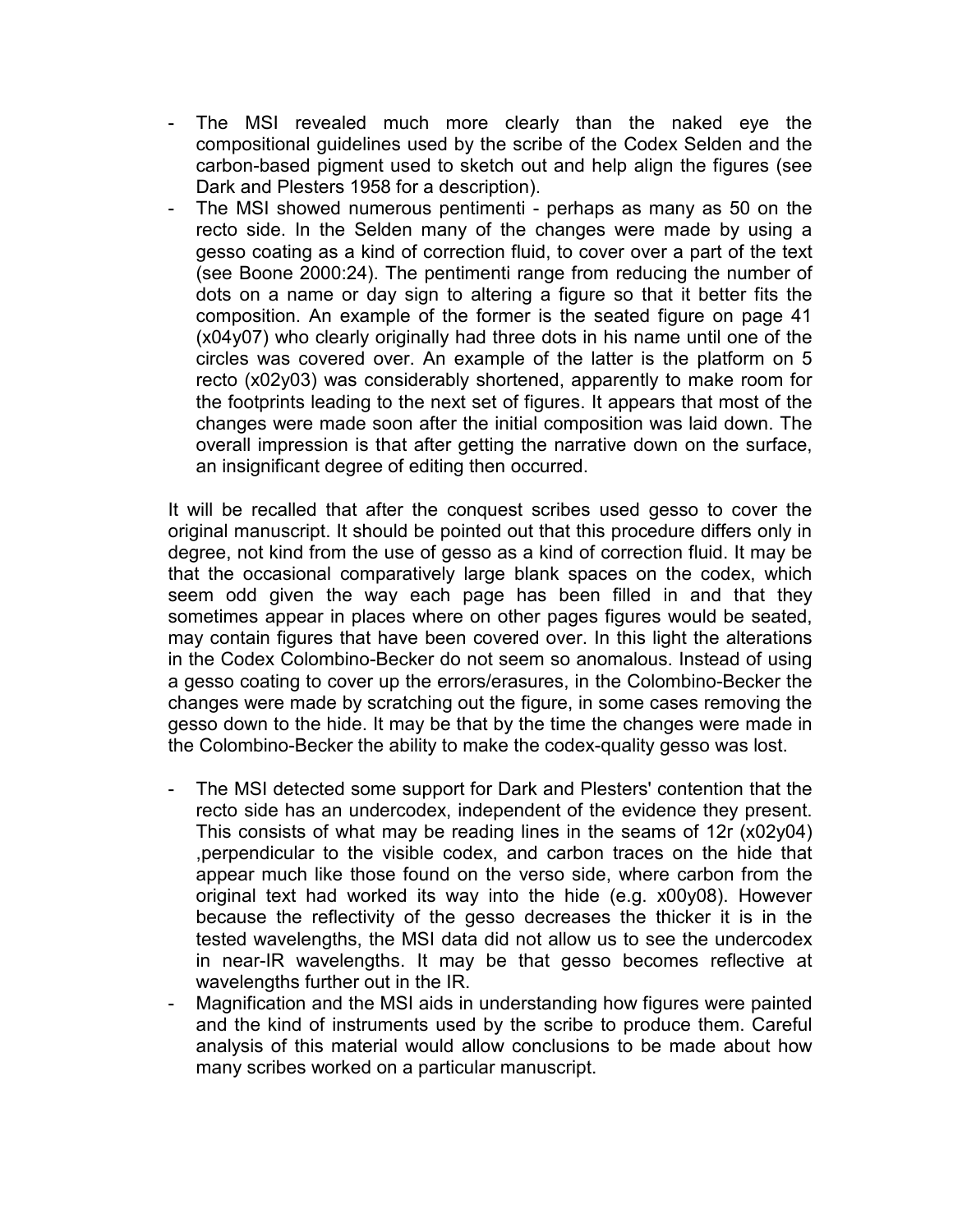- The MSI revealed much more clearly than the naked eye the compositional guidelines used by the scribe of the Codex Selden and the carbon-based pigment used to sketch out and help align the figures (see Dark and Plesters 1958 for a description).
- The MSI showed numerous pentimenti - perhaps as many as 50 on the recto side. In the Selden many of the changes were made by using a gesso coating as a kind of correction fluid, to cover over a part of the text (see Boone 2000:24). The pentimenti range from reducing the number of dots on a name or day sign to altering a figure so that it better fits the composition. An example of the former is the seated figure on page 41 (x04y07) who clearly originally had three dots in his name until one of the circles was covered over. An example of the latter is the platform on 5 recto (x02y03) was considerably shortened, apparently to make room for the footprints leading to the next set of figures. It appears that most of the changes were made soon after the initial composition was laid down. The overall impression is that after getting the narrative down on the surface, an insignificant degree of editing then occurred.

It will be recalled that after the conquest scribes used gesso to cover the original manuscript. It should be pointed out that this procedure differs only in degree, not kind from the use of gesso as a kind of correction fluid. It may be that the occasional comparatively large blank spaces on the codex, which seem odd given the way each page has been filled in and that they sometimes appear in places where on other pages figures would be seated, may contain figures that have been covered over. In this light the alterations in the Codex Colombino-Becker do not seem so anomalous. Instead of using a gesso coating to cover up the errors/erasures, in the Colombino-Becker the changes were made by scratching out the figure, in some cases removing the gesso down to the hide. It may be that by the time the changes were made in the Colombino-Becker the ability to make the codex-quality gesso was lost.

- The MSI detected some support for Dark and Plesters' contention that the recto side has an undercodex, independent of the evidence they present. This consists of what may be reading lines in the seams of 12r (x02y04) ,perpendicular to the visible codex, and carbon traces on the hide that appear much like those found on the verso side, where carbon from the original text had worked its way into the hide (e.g. x00y08). However because the reflectivity of the gesso decreases the thicker it is in the tested wavelengths, the MSI data did not allow us to see the undercodex in near-IR wavelengths. It may be that gesso becomes reflective at wavelengths further out in the IR.
- Magnification and the MSI aids in understanding how figures were painted and the kind of instruments used by the scribe to produce them. Careful analysis of this material would allow conclusions to be made about how many scribes worked on a particular manuscript.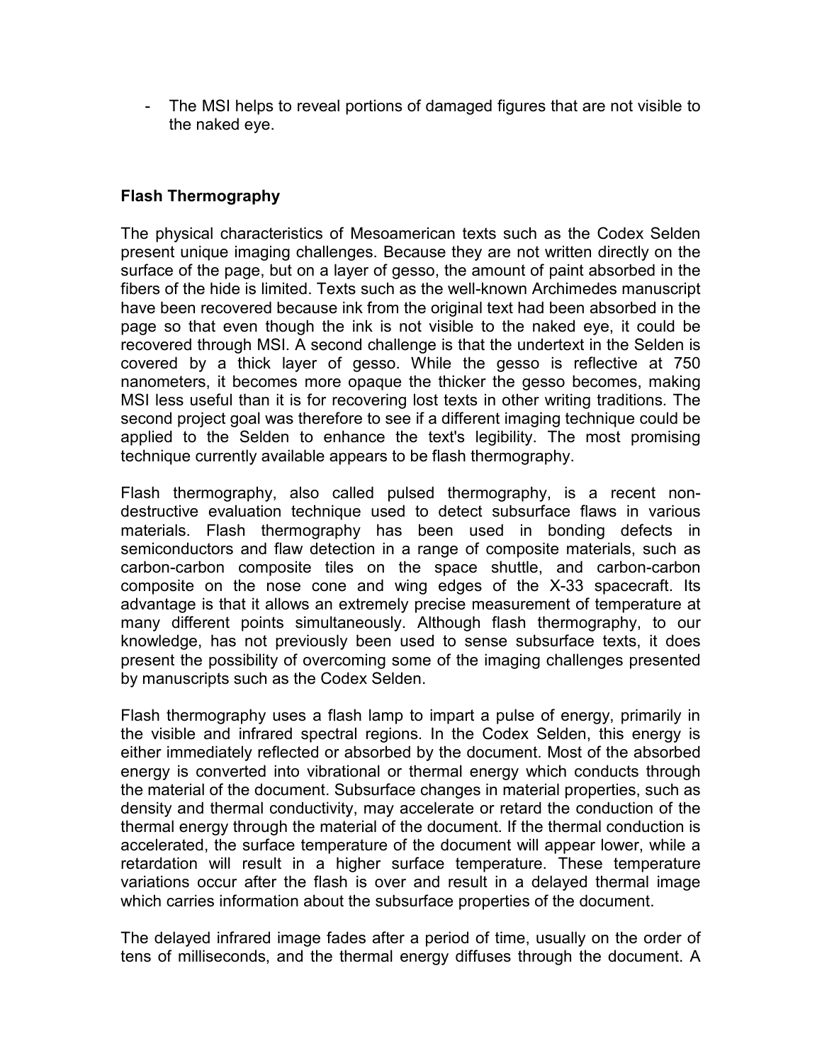- The MSI helps to reveal portions of damaged figures that are not visible to the naked eye.

**Flash Thermography**

The physical characteristics of Mesoamerican texts such as the Codex Selden present unique imaging challenges. Because they are not written directly on the surface of the page, but on a layer of gesso, the amount of paint absorbed in the fibers of the hide is limited. Texts such as the well-known Archimedes manuscript have been recovered because ink from the original text had been absorbed in the page so that even though the ink is not visible to the naked eye, it could be recovered through MSI. A second challenge is that the undertext in the Selden is covered by a thick layer of gesso. While the gesso is reflective at 750 nanometers, it becomes more opaque the thicker the gesso becomes, making MSI less useful than it is for recovering lost texts in other writing traditions. The second project goal was therefore to see if a different imaging technique could be applied to the Selden to enhance the text's legibility. The most promising technique currently available appears to be flash thermography.

Flash thermography, also called pulsed thermography, is a recent non-destructive evaluation technique used to detect subsurface flaws in various materials. Flash thermography has been used in bonding defects in semiconductors and flaw detection in a range of composite materials, such as carbon-carbon composite tiles on the space shuttle, and carbon-carbon composite on the nose cone and wing edges of the X-33 spacecraft. Its advantage is that it allows an extremely precise measurement of temperature at many different points simultaneously. Although flash thermography, to our knowledge, has not previously been used to sense subsurface texts, it does present the possibility of overcoming some of the imaging challenges presented by manuscripts such as the Codex Selden.

Flash thermography uses a flash lamp to impart a pulse of energy, primarily in the visible and infrared spectral regions. In the Codex Selden, this energy is either immediately reflected or absorbed by the document. Most of the absorbed energy is converted into vibrational or thermal energy which conducts through the material of the document. Subsurface changes in material properties, such as density and thermal conductivity, may accelerate or retard the conduction of the thermal energy through the material of the document. If the thermal conduction is accelerated, the surface temperature of the document will appear lower, while a retardation will result in a higher surface temperature. These temperature variations occur after the flash is over and result in a delayed thermal image which carries information about the subsurface properties of the document.

The delayed infrared image fades after a period of time, usually on the order of tens of milliseconds, and the thermal energy diffuses through the document. A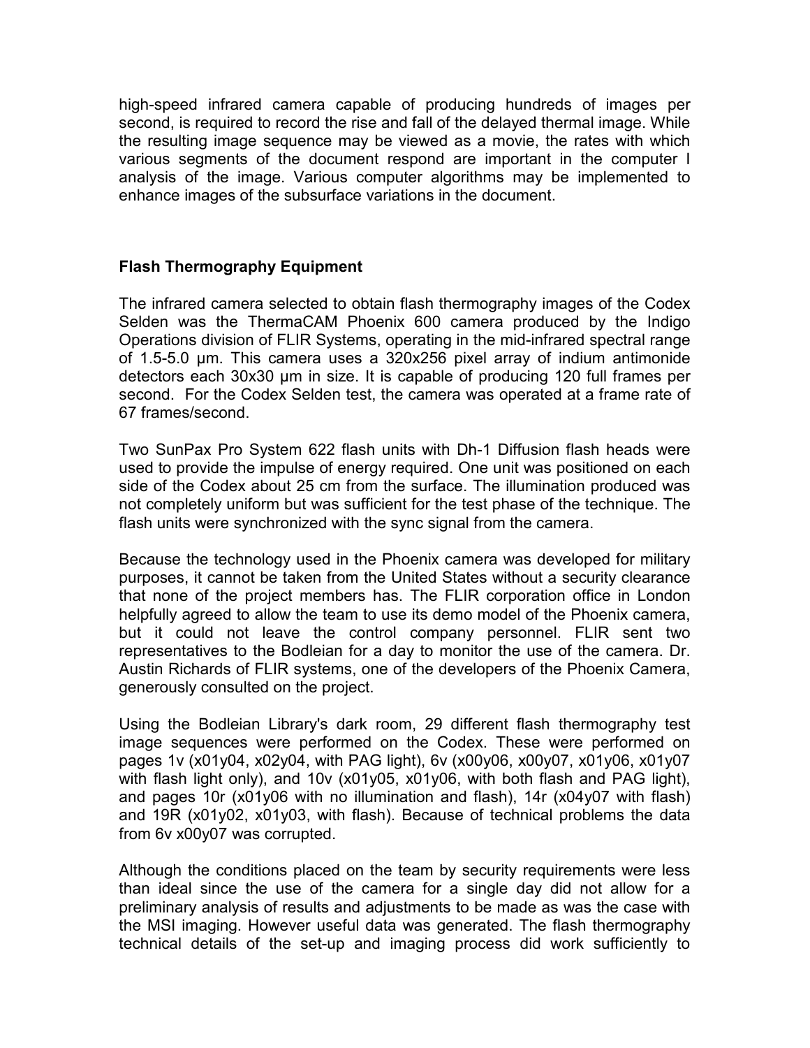high-speed infrared camera capable of producing hundreds of images per second, is required to record the rise and fall of the delayed thermal image. While the resulting image sequence may be viewed as a movie, the rates with which various segments of the document respond are important in the computer l analysis of the image. Various computer algorithms may be implemented to enhance images of the subsurface variations in the document.

### Flash Thermography Equipment

The infrared camera selected to obtain flash thermography images of the Codex Selden was the ThermaCAM Phoenix 600 camera produced by the Indigo Operations division of FLIR Systems, operating in the mid-infrared spectral range of 1.5-5.0 μm. This camera uses a 320x256 pixel array of indium antimonide detectors each 30x30 μm in size. It is capable of producing 120 full frames per second. For the Codex Selden test, the camera was operated at a frame rate of 67 frames/second.

Two SunPax Pro System 622 flash units with Dh-1 Diffusion flash heads were used to provide the impulse of energy required. One unit was positioned on each side of the Codex about 25 cm from the surface. The illumination produced was not completely uniform but was sufficient for the test phase of the technique. The flash units were synchronized with the sync signal from the camera.

Because the technology used in the Phoenix camera was developed for military purposes, it cannot be taken from the United States without a security clearance that none of the project members has. The FLIR corporation office in London helpfully agreed to allow the team to use its demo model of the Phoenix camera, but it could not leave the control company personnel. FLIR sent two representatives to the Bodleian for a day to monitor the use of the camera. Dr. Austin Richards of FLIR systems, one of the developers of the Phoenix Camera, generously consulted on the project.

Using the Bodleian Library's dark room, 29 different flash thermography test image sequences were performed on the Codex. These were performed on pages 1v (x01y04, x02y04, with PAG light), 6v (x00y06, x00y07, x01y06, x01y07 with flash light only), and 10v (x01y05, x01y06, with both flash and PAG light), and pages 10r (x01y06 with no illumination and flash), 14r (x04y07 with flash) and 19R (x01y02, x01y03, with flash). Because of technical problems the data from 6v x00y07 was corrupted.

Although the conditions placed on the team by security requirements were less than ideal since the use of the camera for a single day did not allow for a preliminary analysis of results and adjustments to be made as was the case with the MSI imaging. However useful data was generated. The flash thermography technical details of the set-up and imaging process did work sufficiently to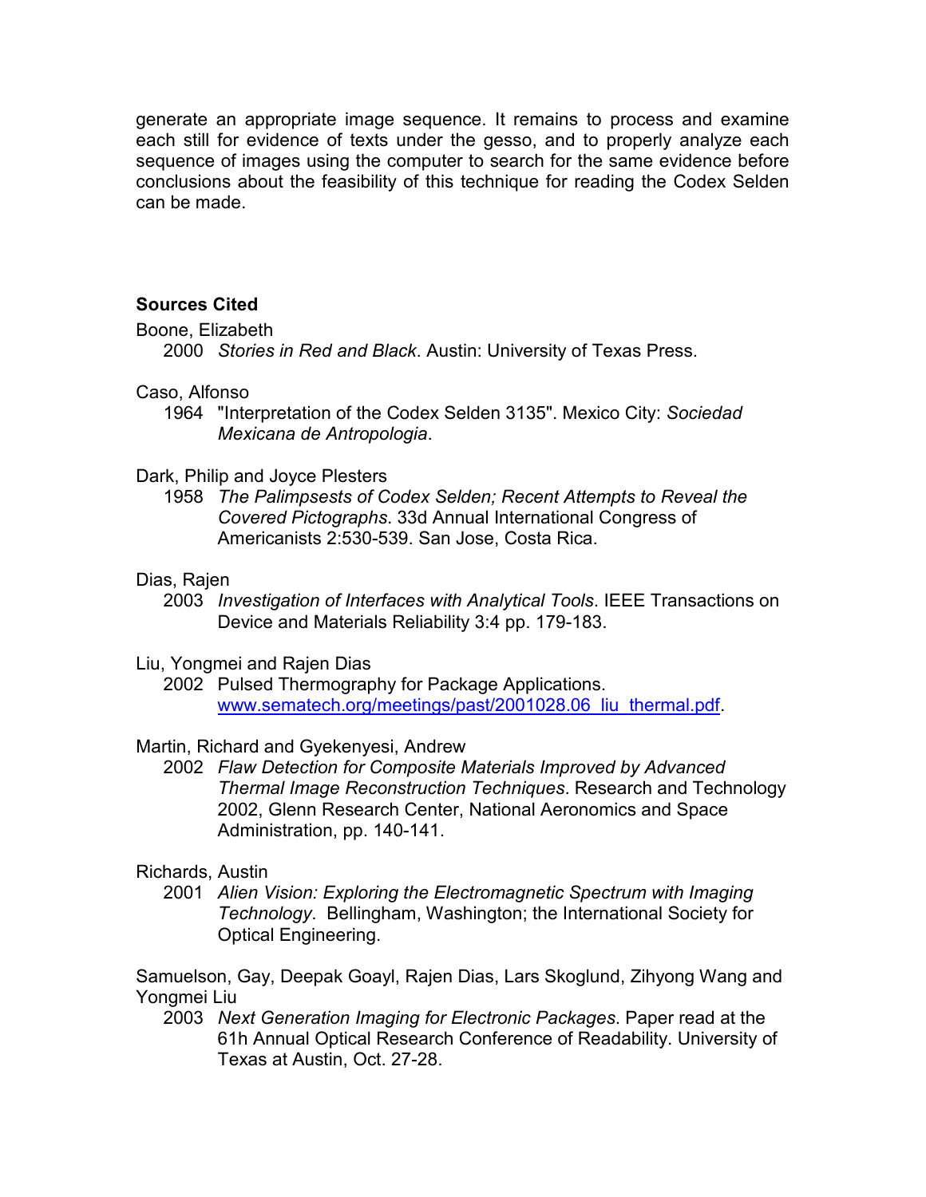generate an appropriate image sequence. It remains to process and examine each still for evidence of texts under the gesso, and to properly analyze each sequence of images using the computer to search for the same evidence before conclusions about the feasibility of this technique for reading the Codex Selden can be made.

**Sources Cited**

Boone, Elizabeth

2000 *Stories in Red and Black*. Austin: University of Texas Press.

Caso, Alfonso

1964 "Interpretation of the Codex Selden 3135". Mexico City: *Sociedad Mexicana de Antropologia*.

Dark, Philip and Joyce Plesters

1958 *The Palimpsests of Codex Selden; Recent Attempts to Reveal the Covered Pictographs*. 33d Annual International Congress of Americanists 2:530-539. San Jose, Costa Rica.

Dias, Rajen

2003 *Investigation of Interfaces with Analytical Tools*. IEEE Transactions on Device and Materials Reliability 3:4 pp. 179-183.

Liu, Yongmei and Rajen Dias

2002 Pulsed Thermography for Package Applications. www.sematech.org/meetings/past/2001028.06_liu_thermal.pdf.

Martin, Richard and Gyekenyesi, Andrew

2002 *Flaw Detection for Composite Materials Improved by Advanced Thermal Image Reconstruction Techniques*. Research and Technology 2002, Glenn Research Center, National Aeronomics and Space Administration, pp. 140-141.

Richards, Austin

2001 *Alien Vision: Exploring the Electromagnetic Spectrum with Imaging Technology*. Bellingham, Washington; the International Society for Optical Engineering.

Samuelson, Gay, Deepak Goayl, Rajen Dias, Lars Skoglund, Zihyong Wang and Yongmei Liu

2003 *Next Generation Imaging for Electronic Packages*. Paper read at the 61h Annual Optical Research Conference of Readability. University of Texas at Austin, Oct. 27-28.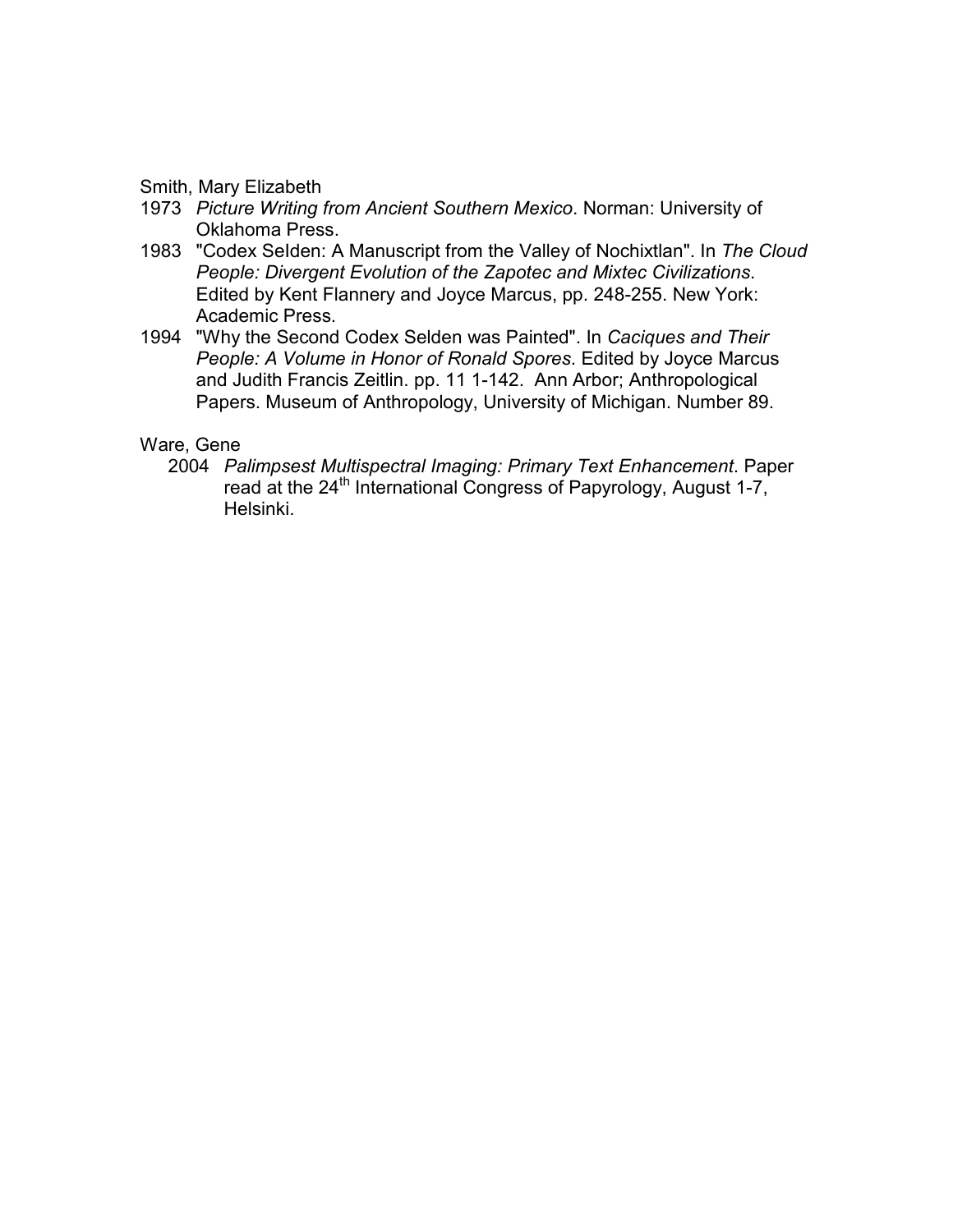Smith, Mary Elizabeth

1973 *Picture Writing from Ancient Southern Mexico*. Norman: University of Oklahoma Press.

1983 "Codex Selden: A Manuscript from the Valley of Nochixtlan". In *The Cloud People: Divergent Evolution of the Zapotec and Mixtec Civilizations*. Edited by Kent Flannery and Joyce Marcus, pp. 248-255. New York: Academic Press.

1994 "Why the Second Codex Selden was Painted". In *Caciques and Their People: A Volume in Honor of Ronald Spores*. Edited by Joyce Marcus and Judith Francis Zeitlin. pp. 11 1-142. Ann Arbor; Anthropological Papers. Museum of Anthropology, University of Michigan. Number 89.

Ware, Gene

2004 *Palimpsest Multispectral Imaging: Primary Text Enhancement*. Paper read at the 24th International Congress of Papyrology, August 1-7, Helsinki.